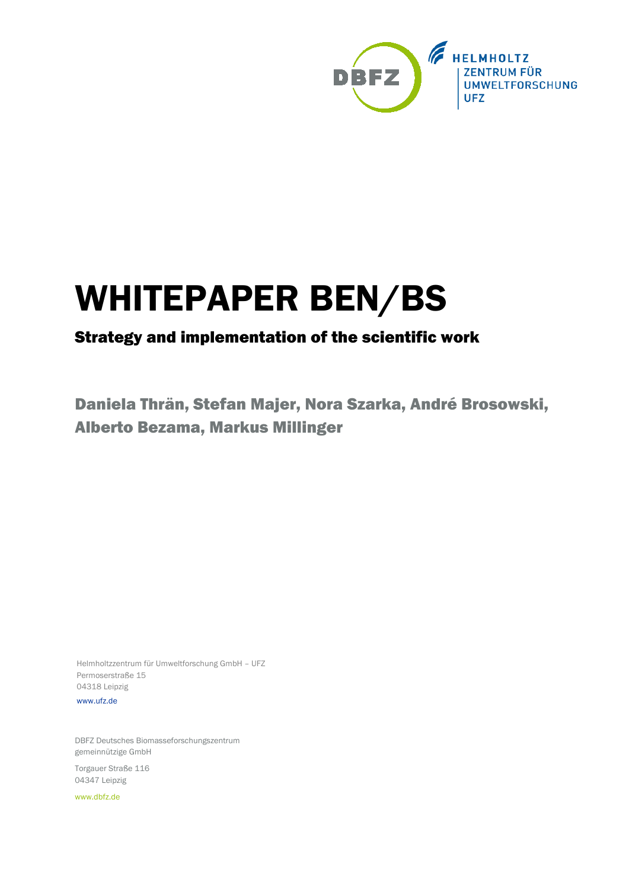# WHITEPAPER BEN/BS

## Strategy and implementation of the scientific work

**Daniela Thrän, Stefan Majer, Nora Szarka, André Brosowski, Alberto Bezama, Markus Millinger**

Helmholtzzentrum für Umweltforschung GmbH – UFZ
Permoserstraße 15
04318 Leipzig
www.ufz.de

DBFZ Deutsches Biomasseforschungszentrum
gemeinnützige GmbH

Torgauer Straße 116
04347 Leipzig

www.dbfz.de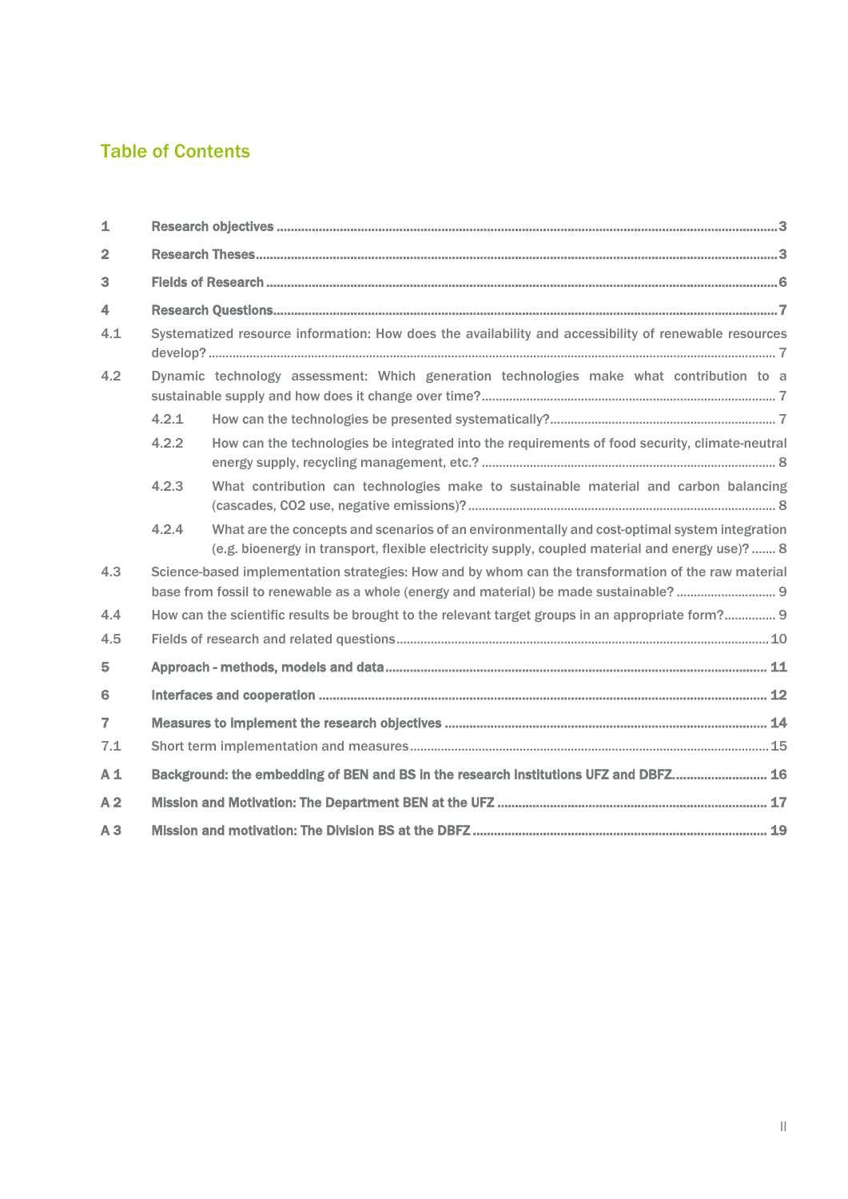# Table of Contents

| | | |
|---|---|---|
| **1** | **Research objectives** | **3** |
| **2** | **Research Theses** | **3** |
| **3** | **Fields of Research** | **6** |
| **4** | **Research Questions** | **7** |
| 4.1 | Systematized resource information: How does the availability and accessibility of renewable resources develop? | 7 |
| 4.2 | Dynamic technology assessment: Which generation technologies make what contribution to a sustainable supply and how does it change over time? | 7 |
| 4.2.1 | How can the technologies be presented systematically? | 7 |
| 4.2.2 | How can the technologies be integrated into the requirements of food security, climate-neutral energy supply, recycling management, etc.? | 8 |
| 4.2.3 | What contribution can technologies make to sustainable material and carbon balancing (cascades, CO2 use, negative emissions)? | 8 |
| 4.2.4 | What are the concepts and scenarios of an environmentally and cost-optimal system integration (e.g. bioenergy in transport, flexible electricity supply, coupled material and energy use)? | 8 |
| 4.3 | Science-based implementation strategies: How and by whom can the transformation of the raw material base from fossil to renewable as a whole (energy and material) be made sustainable? | 9 |
| 4.4 | How can the scientific results be brought to the relevant target groups in an appropriate form? | 9 |
| 4.5 | Fields of research and related questions | 10 |
| **5** | **Approach - methods, models and data** | **11** |
| **6** | **Interfaces and cooperation** | **12** |
| **7** | **Measures to implement the research objectives** | **14** |
| 7.1 | Short term implementation and measures | 15 |
| **A 1** | **Background: the embedding of BEN and BS in the research institutions UFZ and DBFZ.** | **16** |
| **A 2** | **Mission and Motivation: The Department BEN at the UFZ** | **17** |
| **A 3** | **Mission and motivation: The Division BS at the DBFZ** | **19** |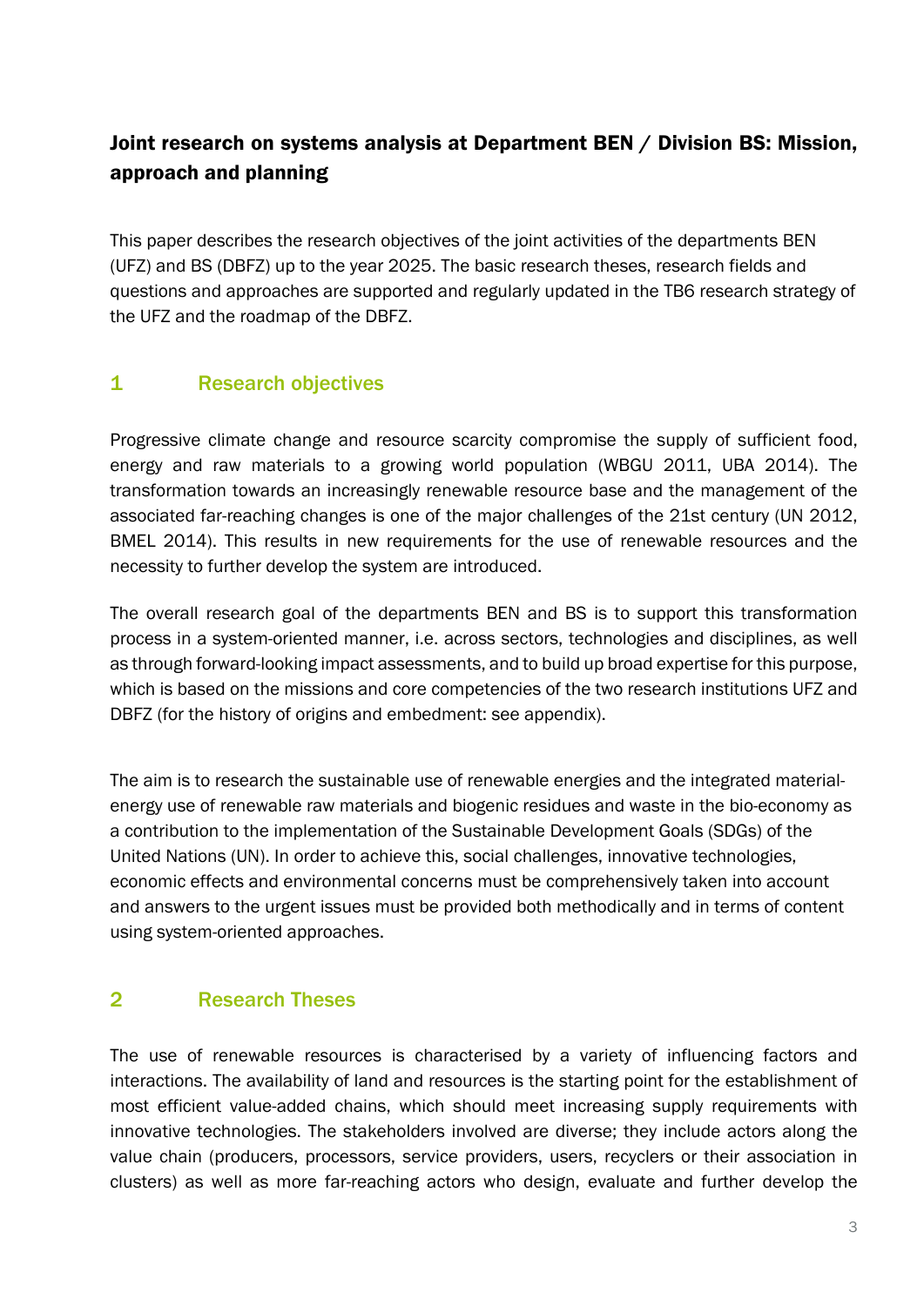# Joint research on systems analysis at Department BEN / Division BS: Mission, approach and planning

This paper describes the research objectives of the joint activities of the departments BEN (UFZ) and BS (DBFZ) up to the year 2025. The basic research theses, research fields and questions and approaches are supported and regularly updated in the TB6 research strategy of the UFZ and the roadmap of the DBFZ.

## 1 Research objectives

Progressive climate change and resource scarcity compromise the supply of sufficient food, energy and raw materials to a growing world population (WBGU 2011, UBA 2014). The transformation towards an increasingly renewable resource base and the management of the associated far-reaching changes is one of the major challenges of the 21st century (UN 2012, BMEL 2014). This results in new requirements for the use of renewable resources and the necessity to further develop the system are introduced.

The overall research goal of the departments BEN and BS is to support this transformation process in a system-oriented manner, i.e. across sectors, technologies and disciplines, as well as through forward-looking impact assessments, and to build up broad expertise for this purpose, which is based on the missions and core competencies of the two research institutions UFZ and DBFZ (for the history of origins and embedment: see appendix).

The aim is to research the sustainable use of renewable energies and the integrated material-energy use of renewable raw materials and biogenic residues and waste in the bio-economy as a contribution to the implementation of the Sustainable Development Goals (SDGs) of the United Nations (UN). In order to achieve this, social challenges, innovative technologies, economic effects and environmental concerns must be comprehensively taken into account and answers to the urgent issues must be provided both methodically and in terms of content using system-oriented approaches.

## 2 Research Theses

The use of renewable resources is characterised by a variety of influencing factors and interactions. The availability of land and resources is the starting point for the establishment of most efficient value-added chains, which should meet increasing supply requirements with innovative technologies. The stakeholders involved are diverse; they include actors along the value chain (producers, processors, service providers, users, recyclers or their association in clusters) as well as more far-reaching actors who design, evaluate and further develop the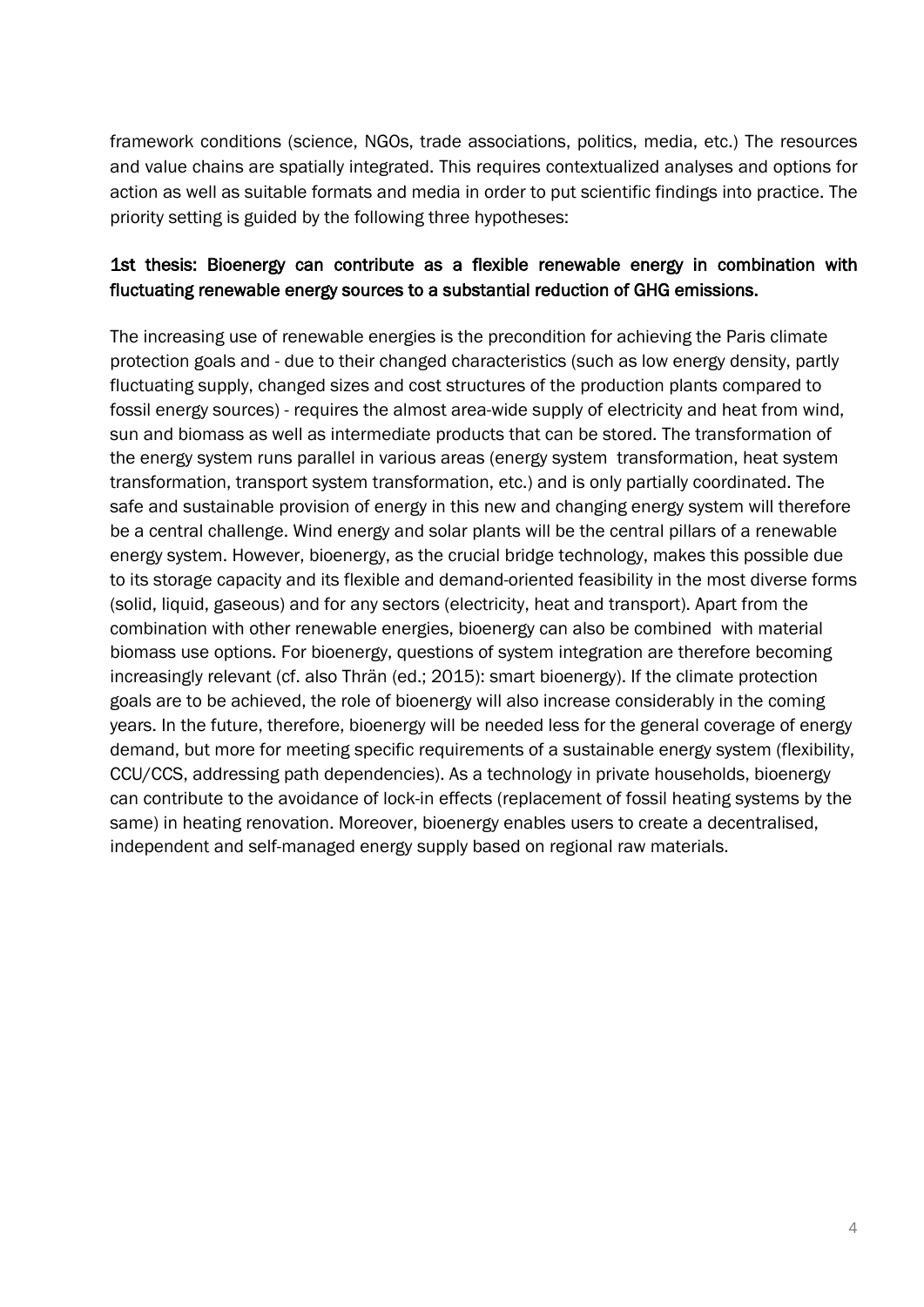framework conditions (science, NGOs, trade associations, politics, media, etc.) The resources and value chains are spatially integrated. This requires contextualized analyses and options for action as well as suitable formats and media in order to put scientific findings into practice. The priority setting is guided by the following three hypotheses:

**1st thesis: Bioenergy can contribute as a flexible renewable energy in combination with fluctuating renewable energy sources to a substantial reduction of GHG emissions.**

The increasing use of renewable energies is the precondition for achieving the Paris climate protection goals and - due to their changed characteristics (such as low energy density, partly fluctuating supply, changed sizes and cost structures of the production plants compared to fossil energy sources) - requires the almost area-wide supply of electricity and heat from wind, sun and biomass as well as intermediate products that can be stored. The transformation of the energy system runs parallel in various areas (energy system transformation, heat system transformation, transport system transformation, etc.) and is only partially coordinated. The safe and sustainable provision of energy in this new and changing energy system will therefore be a central challenge. Wind energy and solar plants will be the central pillars of a renewable energy system. However, bioenergy, as the crucial bridge technology, makes this possible due to its storage capacity and its flexible and demand-oriented feasibility in the most diverse forms (solid, liquid, gaseous) and for any sectors (electricity, heat and transport). Apart from the combination with other renewable energies, bioenergy can also be combined with material biomass use options. For bioenergy, questions of system integration are therefore becoming increasingly relevant (cf. also Thrän (ed.; 2015): smart bioenergy). If the climate protection goals are to be achieved, the role of bioenergy will also increase considerably in the coming years. In the future, therefore, bioenergy will be needed less for the general coverage of energy demand, but more for meeting specific requirements of a sustainable energy system (flexibility, CCU/CCS, addressing path dependencies). As a technology in private households, bioenergy can contribute to the avoidance of lock-in effects (replacement of fossil heating systems by the same) in heating renovation. Moreover, bioenergy enables users to create a decentralised, independent and self-managed energy supply based on regional raw materials.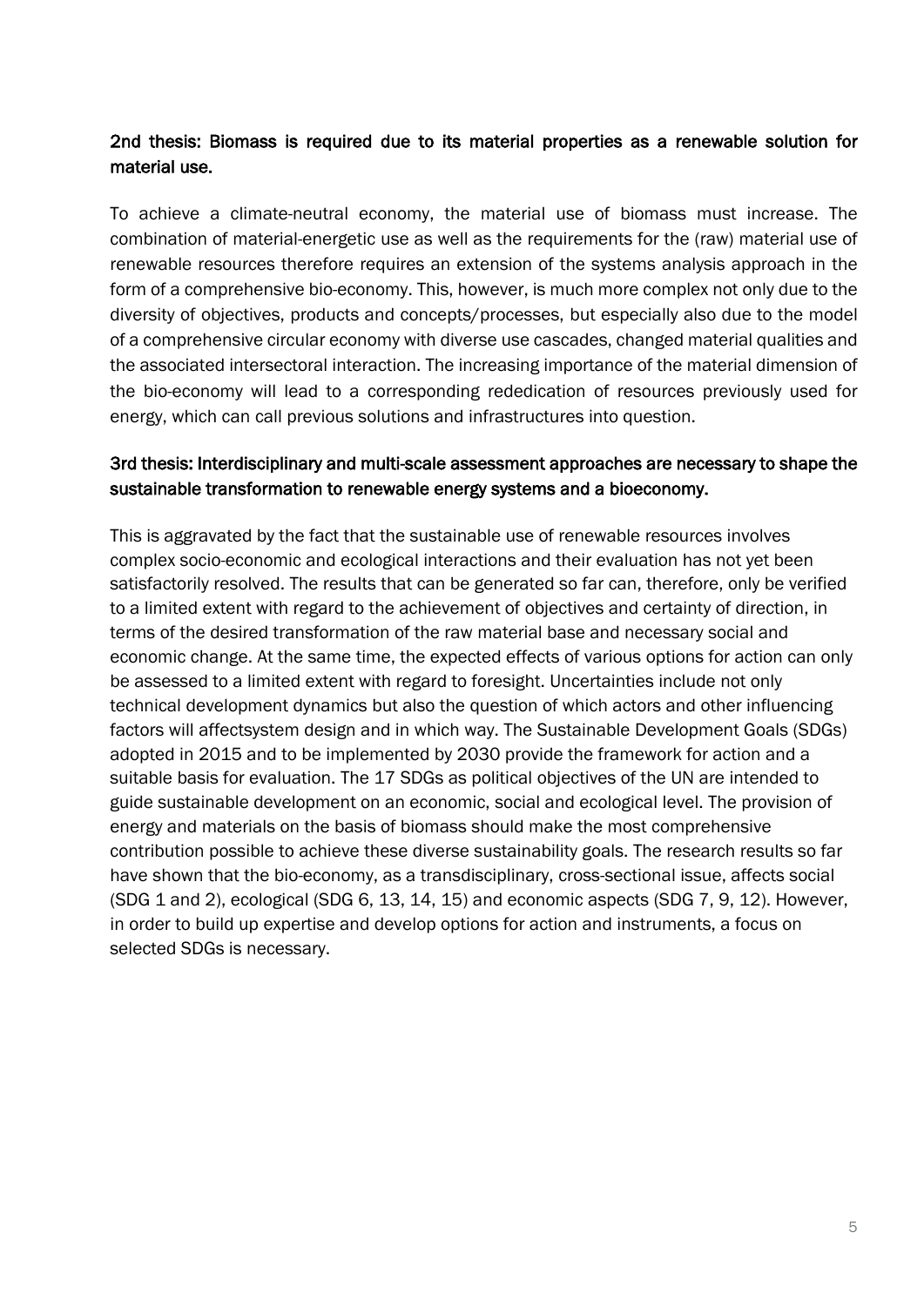## 2nd thesis: Biomass is required due to its material properties as a renewable solution for material use.

To achieve a climate-neutral economy, the material use of biomass must increase. The combination of material-energetic use as well as the requirements for the (raw) material use of renewable resources therefore requires an extension of the systems analysis approach in the form of a comprehensive bio-economy. This, however, is much more complex not only due to the diversity of objectives, products and concepts/processes, but especially also due to the model of a comprehensive circular economy with diverse use cascades, changed material qualities and the associated intersectoral interaction. The increasing importance of the material dimension of the bio-economy will lead to a corresponding rededication of resources previously used for energy, which can call previous solutions and infrastructures into question.

## 3rd thesis: Interdisciplinary and multi-scale assessment approaches are necessary to shape the sustainable transformation to renewable energy systems and a bioeconomy.

This is aggravated by the fact that the sustainable use of renewable resources involves complex socio-economic and ecological interactions and their evaluation has not yet been satisfactorily resolved. The results that can be generated so far can, therefore, only be verified to a limited extent with regard to the achievement of objectives and certainty of direction, in terms of the desired transformation of the raw material base and necessary social and economic change. At the same time, the expected effects of various options for action can only be assessed to a limited extent with regard to foresight. Uncertainties include not only technical development dynamics but also the question of which actors and other influencing factors will affectsystem design and in which way. The Sustainable Development Goals (SDGs) adopted in 2015 and to be implemented by 2030 provide the framework for action and a suitable basis for evaluation. The 17 SDGs as political objectives of the UN are intended to guide sustainable development on an economic, social and ecological level. The provision of energy and materials on the basis of biomass should make the most comprehensive contribution possible to achieve these diverse sustainability goals. The research results so far have shown that the bio-economy, as a transdisciplinary, cross-sectional issue, affects social (SDG 1 and 2), ecological (SDG 6, 13, 14, 15) and economic aspects (SDG 7, 9, 12). However, in order to build up expertise and develop options for action and instruments, a focus on selected SDGs is necessary.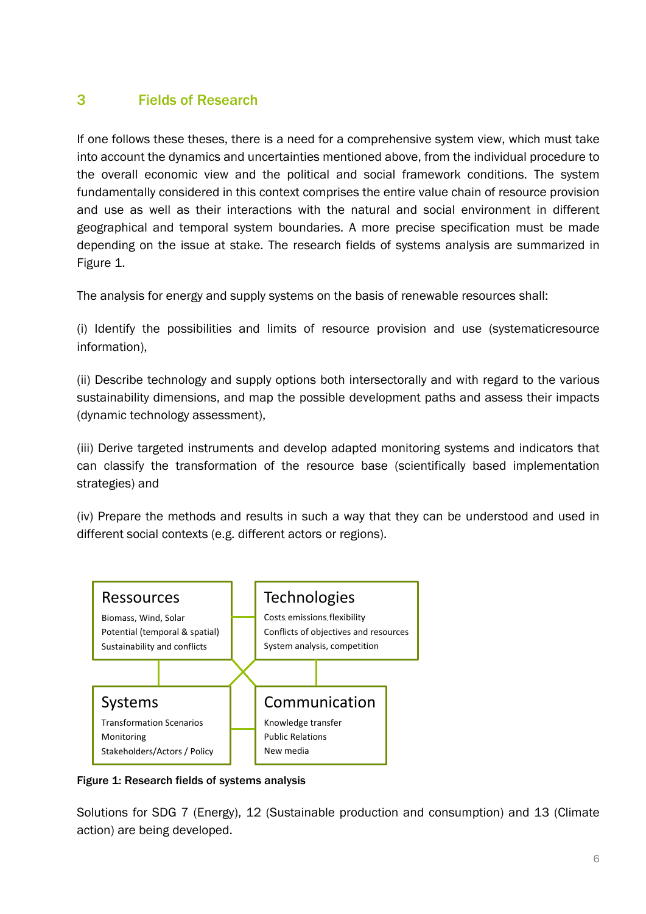## 3 Fields of Research

If one follows these theses, there is a need for a comprehensive system view, which must take into account the dynamics and uncertainties mentioned above, from the individual procedure to the overall economic view and the political and social framework conditions. The system fundamentally considered in this context comprises the entire value chain of resource provision and use as well as their interactions with the natural and social environment in different geographical and temporal system boundaries. A more precise specification must be made depending on the issue at stake. The research fields of systems analysis are summarized in Figure 1.

The analysis for energy and supply systems on the basis of renewable resources shall:

(i) Identify the possibilities and limits of resource provision and use (systematicresource information),

(ii) Describe technology and supply options both intersectorally and with regard to the various sustainability dimensions, and map the possible development paths and assess their impacts (dynamic technology assessment),

(iii) Derive targeted instruments and develop adapted monitoring systems and indicators that can classify the transformation of the resource base (scientifically based implementation strategies) and

(iv) Prepare the methods and results in such a way that they can be understood and used in different social contexts (e.g. different actors or regions).

**Ressources**
Biomass, Wind, Solar
Potential (temporal & spatial)
Sustainability and conflicts

**Technologies**
Costs, emissions, flexibility
Conflicts of objectives and resources
System analysis, competition

**Systems**
Transformation Scenarios
Monitoring
Stakeholders/Actors / Policy

**Communication**
Knowledge transfer
Public Relations
New media

**Figure 1: Research fields of systems analysis**

Solutions for SDG 7 (Energy), 12 (Sustainable production and consumption) and 13 (Climate action) are being developed.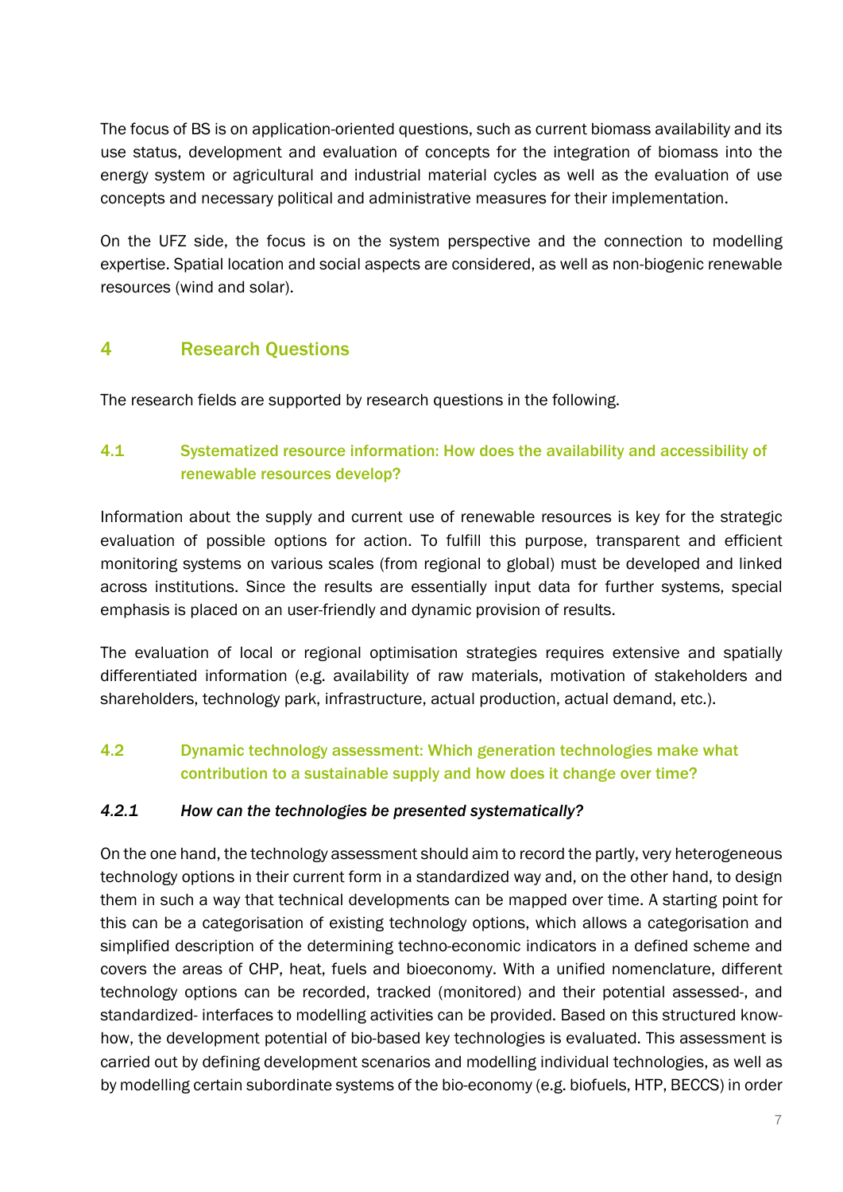The focus of BS is on application-oriented questions, such as current biomass availability and its use status, development and evaluation of concepts for the integration of biomass into the energy system or agricultural and industrial material cycles as well as the evaluation of use concepts and necessary political and administrative measures for their implementation.

On the UFZ side, the focus is on the system perspective and the connection to modelling expertise. Spatial location and social aspects are considered, as well as non-biogenic renewable resources (wind and solar).

# 4 Research Questions

The research fields are supported by research questions in the following.

## 4.1 Systematized resource information: How does the availability and accessibility of renewable resources develop?

Information about the supply and current use of renewable resources is key for the strategic evaluation of possible options for action. To fulfill this purpose, transparent and efficient monitoring systems on various scales (from regional to global) must be developed and linked across institutions. Since the results are essentially input data for further systems, special emphasis is placed on an user-friendly and dynamic provision of results.

The evaluation of local or regional optimisation strategies requires extensive and spatially differentiated information (e.g. availability of raw materials, motivation of stakeholders and shareholders, technology park, infrastructure, actual production, actual demand, etc.).

## 4.2 Dynamic technology assessment: Which generation technologies make what contribution to a sustainable supply and how does it change over time?

### *4.2.1 How can the technologies be presented systematically?*

On the one hand, the technology assessment should aim to record the partly, very heterogeneous technology options in their current form in a standardized way and, on the other hand, to design them in such a way that technical developments can be mapped over time. A starting point for this can be a categorisation of existing technology options, which allows a categorisation and simplified description of the determining techno-economic indicators in a defined scheme and covers the areas of CHP, heat, fuels and bioeconomy. With a unified nomenclature, different technology options can be recorded, tracked (monitored) and their potential assessed-, and standardized- interfaces to modelling activities can be provided. Based on this structured know-how, the development potential of bio-based key technologies is evaluated. This assessment is carried out by defining development scenarios and modelling individual technologies, as well as by modelling certain subordinate systems of the bio-economy (e.g. biofuels, HTP, BECCS) in order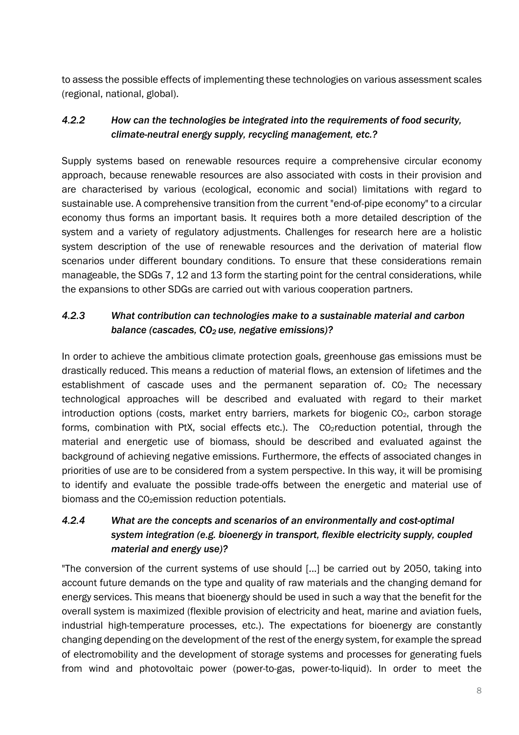to assess the possible effects of implementing these technologies on various assessment scales (regional, national, global).

### *4.2.2 How can the technologies be integrated into the requirements of food security, climate-neutral energy supply, recycling management, etc.?*

Supply systems based on renewable resources require a comprehensive circular economy approach, because renewable resources are also associated with costs in their provision and are characterised by various (ecological, economic and social) limitations with regard to sustainable use. A comprehensive transition from the current "end-of-pipe economy" to a circular economy thus forms an important basis. It requires both a more detailed description of the system and a variety of regulatory adjustments. Challenges for research here are a holistic system description of the use of renewable resources and the derivation of material flow scenarios under different boundary conditions. To ensure that these considerations remain manageable, the SDGs 7, 12 and 13 form the starting point for the central considerations, while the expansions to other SDGs are carried out with various cooperation partners.

### *4.2.3 What contribution can technologies make to a sustainable material and carbon balance (cascades, $CO_2$ use, negative emissions)?*

In order to achieve the ambitious climate protection goals, greenhouse gas emissions must be drastically reduced. This means a reduction of material flows, an extension of lifetimes and the establishment of cascade uses and the permanent separation of. $CO_2$ The necessary technological approaches will be described and evaluated with regard to their market introduction options (costs, market entry barriers, markets for biogenic $CO_2$, carbon storage forms, combination with PtX, social effects etc.). The $CO_2$reduction potential, through the material and energetic use of biomass, should be described and evaluated against the background of achieving negative emissions. Furthermore, the effects of associated changes in priorities of use are to be considered from a system perspective. In this way, it will be promising to identify and evaluate the possible trade-offs between the energetic and material use of biomass and the $CO_2$emission reduction potentials.

### *4.2.4 What are the concepts and scenarios of an environmentally and cost-optimal system integration (e.g. bioenergy in transport, flexible electricity supply, coupled material and energy use)?*

"The conversion of the current systems of use should [...] be carried out by 2050, taking into account future demands on the type and quality of raw materials and the changing demand for energy services. This means that bioenergy should be used in such a way that the benefit for the overall system is maximized (flexible provision of electricity and heat, marine and aviation fuels, industrial high-temperature processes, etc.). The expectations for bioenergy are constantly changing depending on the development of the rest of the energy system, for example the spread of electromobility and the development of storage systems and processes for generating fuels from wind and photovoltaic power (power-to-gas, power-to-liquid). In order to meet the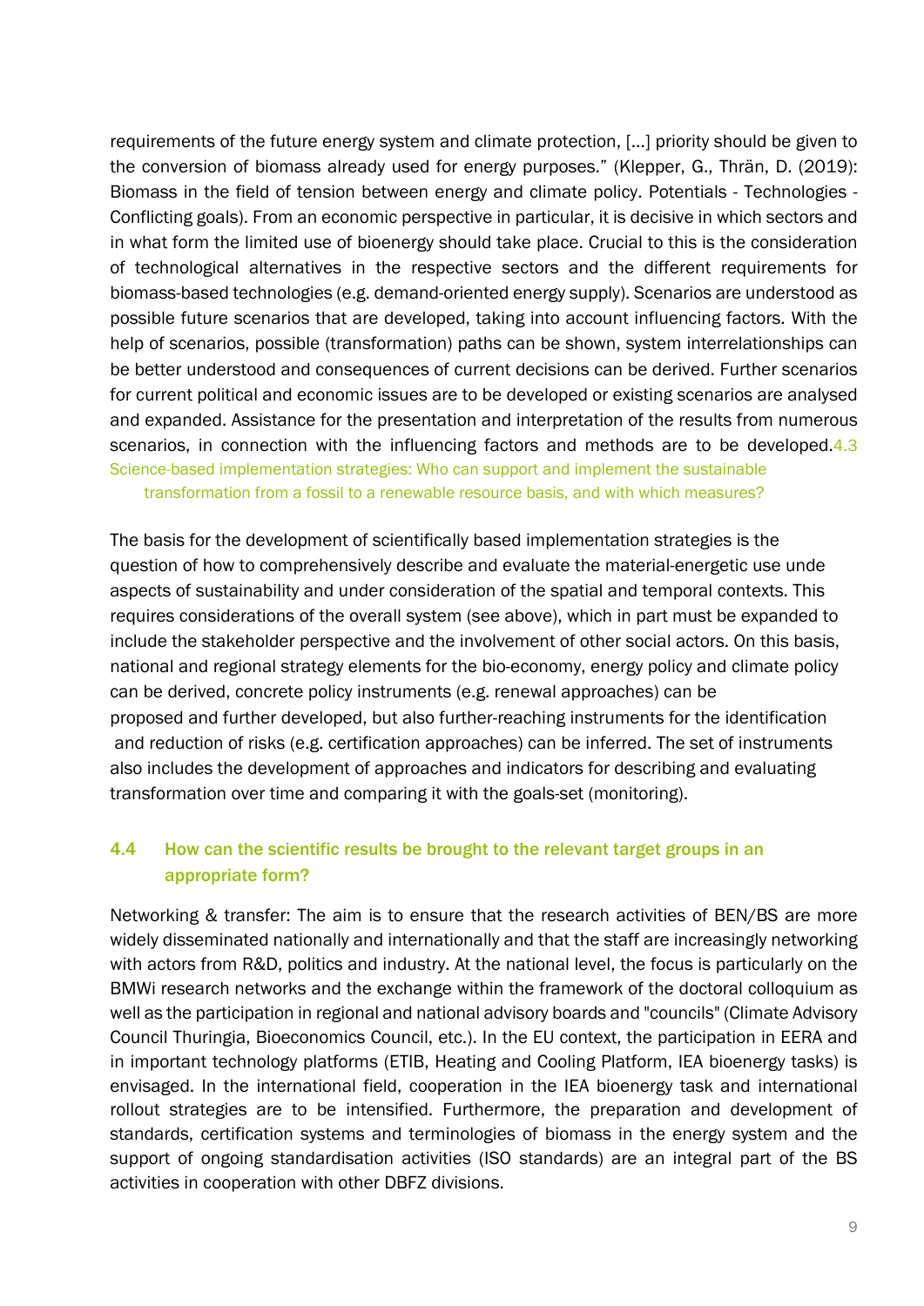requirements of the future energy system and climate protection, [...] priority should be given to the conversion of biomass already used for energy purposes." (Klepper, G., Thrän, D. (2019): Biomass in the field of tension between energy and climate policy. Potentials - Technologies - Conflicting goals). From an economic perspective in particular, it is decisive in which sectors and in what form the limited use of bioenergy should take place. Crucial to this is the consideration of technological alternatives in the respective sectors and the different requirements for biomass-based technologies (e.g. demand-oriented energy supply). Scenarios are understood as possible future scenarios that are developed, taking into account influencing factors. With the help of scenarios, possible (transformation) paths can be shown, system interrelationships can be better understood and consequences of current decisions can be derived. Further scenarios for current political and economic issues are to be developed or existing scenarios are analysed and expanded. Assistance for the presentation and interpretation of the results from numerous scenarios, in connection with the influencing factors and methods are to be developed.

### 4.3 Science-based implementation strategies: Who can support and implement the sustainable transformation from a fossil to a renewable resource basis, and with which measures?

The basis for the development of scientifically based implementation strategies is the question of how to comprehensively describe and evaluate the material-energetic use unde aspects of sustainability and under consideration of the spatial and temporal contexts. This requires considerations of the overall system (see above), which in part must be expanded to include the stakeholder perspective and the involvement of other social actors. On this basis, national and regional strategy elements for the bio-economy, energy policy and climate policy can be derived, concrete policy instruments (e.g. renewal approaches) can be proposed and further developed, but also further-reaching instruments for the identification and reduction of risks (e.g. certification approaches) can be inferred. The set of instruments also includes the development of approaches and indicators for describing and evaluating transformation over time and comparing it with the goals-set (monitoring).

### 4.4 How can the scientific results be brought to the relevant target groups in an appropriate form?

Networking & transfer: The aim is to ensure that the research activities of BEN/BS are more widely disseminated nationally and internationally and that the staff are increasingly networking with actors from R&D, politics and industry. At the national level, the focus is particularly on the BMWi research networks and the exchange within the framework of the doctoral colloquium as well as the participation in regional and national advisory boards and "councils" (Climate Advisory Council Thuringia, Bioeconomics Council, etc.). In the EU context, the participation in EERA and in important technology platforms (ETIB, Heating and Cooling Platform, IEA bioenergy tasks) is envisaged. In the international field, cooperation in the IEA bioenergy task and international rollout strategies are to be intensified. Furthermore, the preparation and development of standards, certification systems and terminologies of biomass in the energy system and the support of ongoing standardisation activities (ISO standards) are an integral part of the BS activities in cooperation with other DBFZ divisions.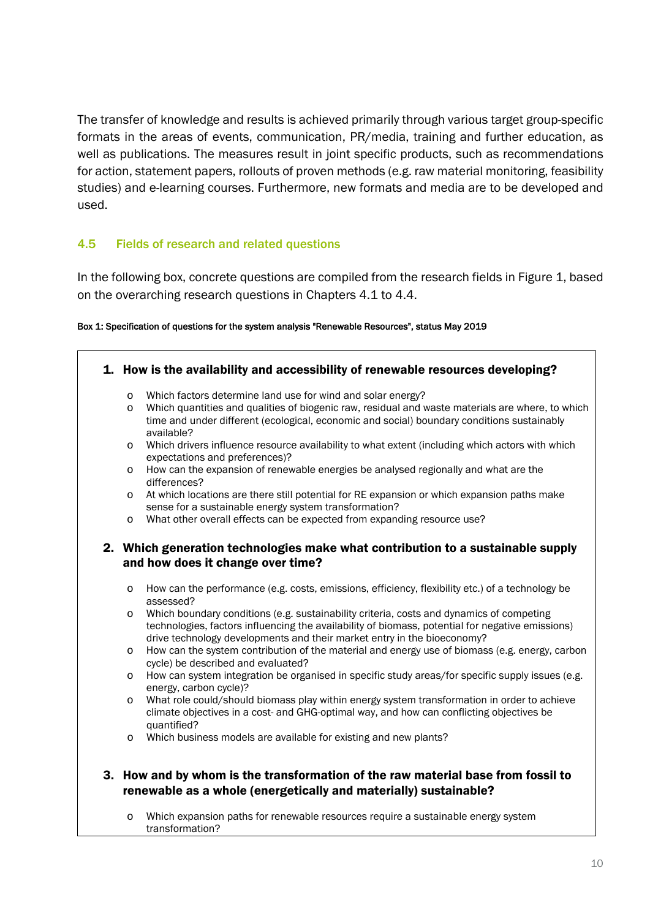The transfer of knowledge and results is achieved primarily through various target group-specific formats in the areas of events, communication, PR/media, training and further education, as well as publications. The measures result in joint specific products, such as recommendations for action, statement papers, rollouts of proven methods (e.g. raw material monitoring, feasibility studies) and e-learning courses. Furthermore, new formats and media are to be developed and used.

### 4.5 Fields of research and related questions

In the following box, concrete questions are compiled from the research fields in Figure 1, based on the overarching research questions in Chapters 4.1 to 4.4.

**Box 1: Specification of questions for the system analysis "Renewable Resources", status May 2019**

**1. How is the availability and accessibility of renewable resources developing?**

- Which factors determine land use for wind and solar energy?
- Which quantities and qualities of biogenic raw, residual and waste materials are where, to which time and under different (ecological, economic and social) boundary conditions sustainably available?
- Which drivers influence resource availability to what extent (including which actors with which expectations and preferences)?
- How can the expansion of renewable energies be analysed regionally and what are the differences?
- At which locations are there still potential for RE expansion or which expansion paths make sense for a sustainable energy system transformation?
- What other overall effects can be expected from expanding resource use?

**2. Which generation technologies make what contribution to a sustainable supply and how does it change over time?**

- How can the performance (e.g. costs, emissions, efficiency, flexibility etc.) of a technology be assessed?
- Which boundary conditions (e.g. sustainability criteria, costs and dynamics of competing technologies, factors influencing the availability of biomass, potential for negative emissions) drive technology developments and their market entry in the bioeconomy?
- How can the system contribution of the material and energy use of biomass (e.g. energy, carbon cycle) be described and evaluated?
- How can system integration be organised in specific study areas/for specific supply issues (e.g. energy, carbon cycle)?
- What role could/should biomass play within energy system transformation in order to achieve climate objectives in a cost- and GHG-optimal way, and how can conflicting objectives be quantified?
- Which business models are available for existing and new plants?

**3. How and by whom is the transformation of the raw material base from fossil to renewable as a whole (energetically and materially) sustainable?**

- Which expansion paths for renewable resources require a sustainable energy system transformation?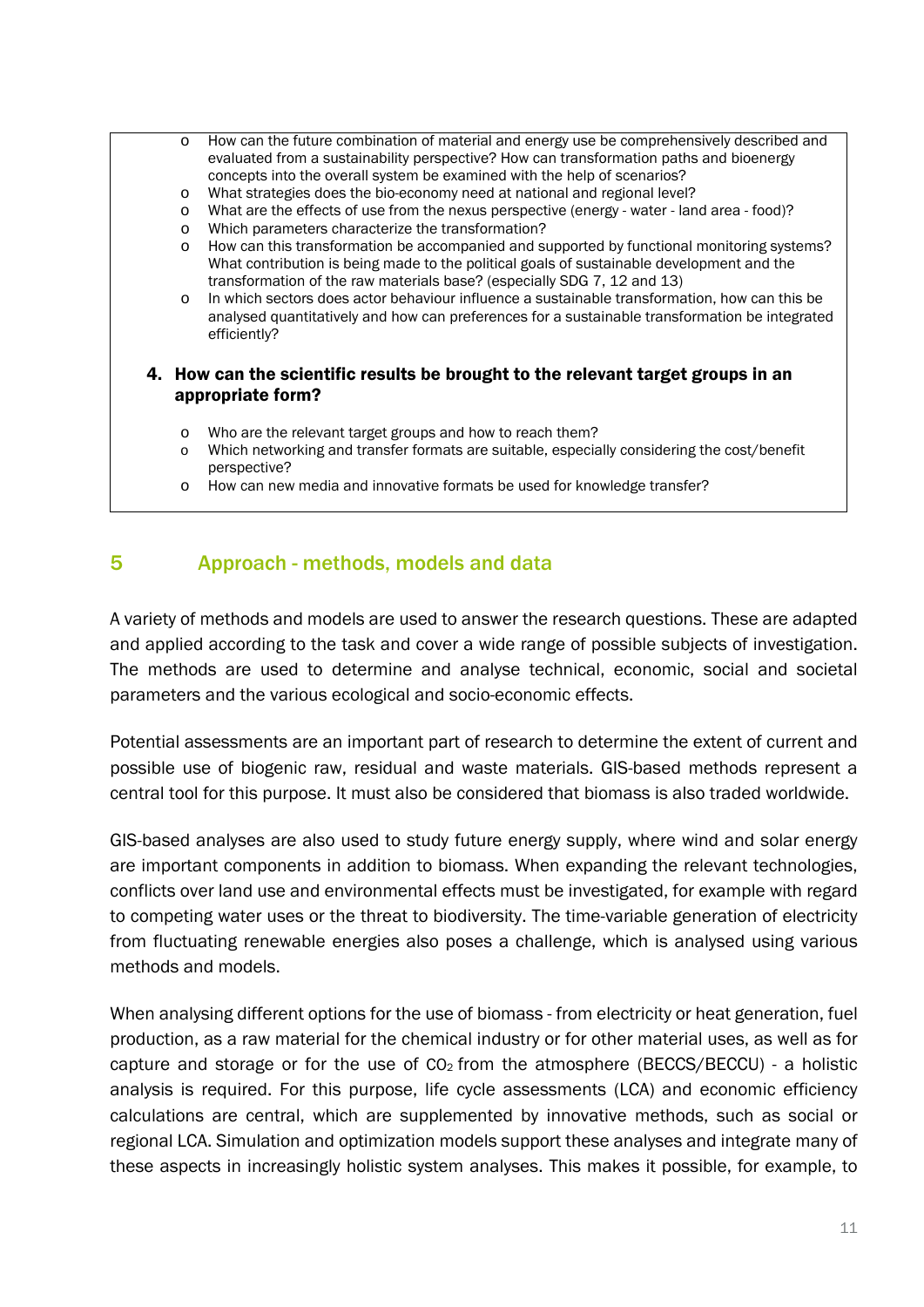- How can the future combination of material and energy use be comprehensively described and evaluated from a sustainability perspective? How can transformation paths and bioenergy concepts into the overall system be examined with the help of scenarios?
- What strategies does the bio-economy need at national and regional level?
- What are the effects of use from the nexus perspective (energy - water - land area - food)?
- Which parameters characterize the transformation?
- How can this transformation be accompanied and supported by functional monitoring systems? What contribution is being made to the political goals of sustainable development and the transformation of the raw materials base? (especially SDG 7, 12 and 13)
- In which sectors does actor behaviour influence a sustainable transformation, how can this be analysed quantitatively and how can preferences for a sustainable transformation be integrated efficiently?

**4. How can the scientific results be brought to the relevant target groups in an appropriate form?**

- Who are the relevant target groups and how to reach them?
- Which networking and transfer formats are suitable, especially considering the cost/benefit perspective?
- How can new media and innovative formats be used for knowledge transfer?

## 5 Approach - methods, models and data

A variety of methods and models are used to answer the research questions. These are adapted and applied according to the task and cover a wide range of possible subjects of investigation. The methods are used to determine and analyse technical, economic, social and societal parameters and the various ecological and socio-economic effects.

Potential assessments are an important part of research to determine the extent of current and possible use of biogenic raw, residual and waste materials. GIS-based methods represent a central tool for this purpose. It must also be considered that biomass is also traded worldwide.

GIS-based analyses are also used to study future energy supply, where wind and solar energy are important components in addition to biomass. When expanding the relevant technologies, conflicts over land use and environmental effects must be investigated, for example with regard to competing water uses or the threat to biodiversity. The time-variable generation of electricity from fluctuating renewable energies also poses a challenge, which is analysed using various methods and models.

When analysing different options for the use of biomass - from electricity or heat generation, fuel production, as a raw material for the chemical industry or for other material uses, as well as for capture and storage or for the use of $CO_2$ from the atmosphere (BECCS/BECCU) - a holistic analysis is required. For this purpose, life cycle assessments (LCA) and economic efficiency calculations are central, which are supplemented by innovative methods, such as social or regional LCA. Simulation and optimization models support these analyses and integrate many of these aspects in increasingly holistic system analyses. This makes it possible, for example, to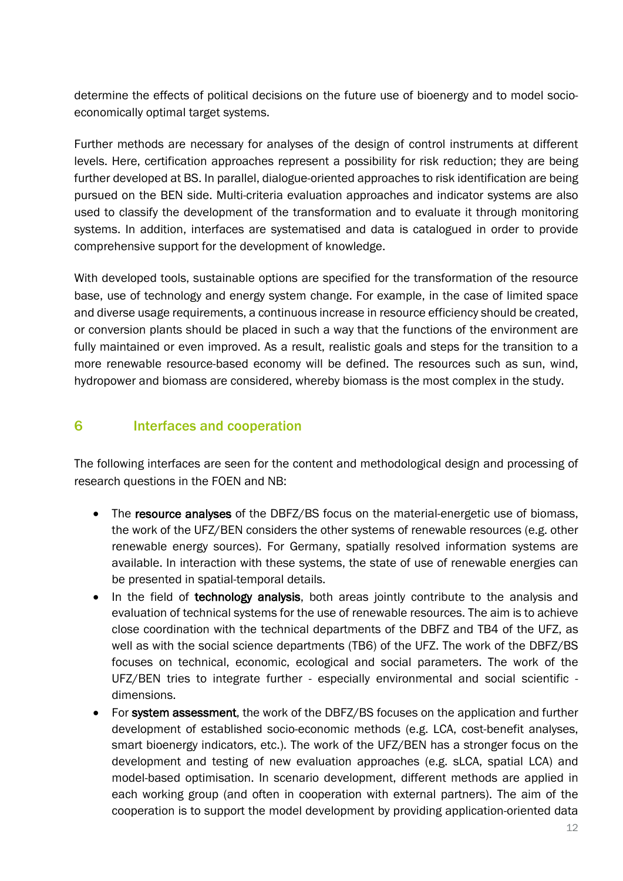determine the effects of political decisions on the future use of bioenergy and to model socio-economically optimal target systems.

Further methods are necessary for analyses of the design of control instruments at different levels. Here, certification approaches represent a possibility for risk reduction; they are being further developed at BS. In parallel, dialogue-oriented approaches to risk identification are being pursued on the BEN side. Multi-criteria evaluation approaches and indicator systems are also used to classify the development of the transformation and to evaluate it through monitoring systems. In addition, interfaces are systematised and data is catalogued in order to provide comprehensive support for the development of knowledge.

With developed tools, sustainable options are specified for the transformation of the resource base, use of technology and energy system change. For example, in the case of limited space and diverse usage requirements, a continuous increase in resource efficiency should be created, or conversion plants should be placed in such a way that the functions of the environment are fully maintained or even improved. As a result, realistic goals and steps for the transition to a more renewable resource-based economy will be defined. The resources such as sun, wind, hydropower and biomass are considered, whereby biomass is the most complex in the study.

## 6 Interfaces and cooperation

The following interfaces are seen for the content and methodological design and processing of research questions in the FOEN and NB:

- The **resource analyses** of the DBFZ/BS focus on the material-energetic use of biomass, the work of the UFZ/BEN considers the other systems of renewable resources (e.g. other renewable energy sources). For Germany, spatially resolved information systems are available. In interaction with these systems, the state of use of renewable energies can be presented in spatial-temporal details.
- In the field of **technology analysis**, both areas jointly contribute to the analysis and evaluation of technical systems for the use of renewable resources. The aim is to achieve close coordination with the technical departments of the DBFZ and TB4 of the UFZ, as well as with the social science departments (TB6) of the UFZ. The work of the DBFZ/BS focuses on technical, economic, ecological and social parameters. The work of the UFZ/BEN tries to integrate further - especially environmental and social scientific - dimensions.
- For **system assessment**, the work of the DBFZ/BS focuses on the application and further development of established socio-economic methods (e.g. LCA, cost-benefit analyses, smart bioenergy indicators, etc.). The work of the UFZ/BEN has a stronger focus on the development and testing of new evaluation approaches (e.g. sLCA, spatial LCA) and model-based optimisation. In scenario development, different methods are applied in each working group (and often in cooperation with external partners). The aim of the cooperation is to support the model development by providing application-oriented data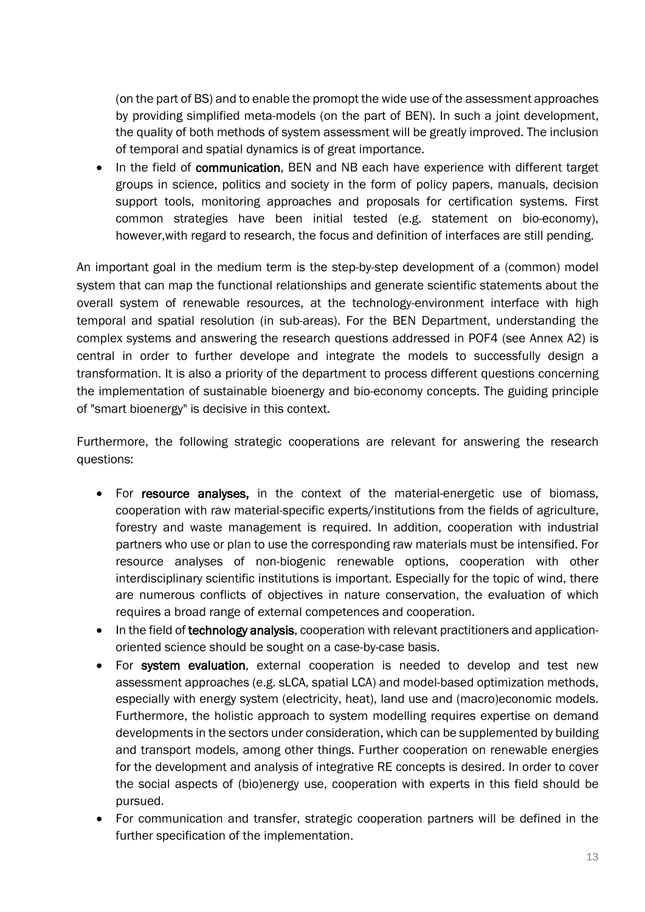(on the part of BS) and to enable the promopt the wide use of the assessment approaches by providing simplified meta-models (on the part of BEN). In such a joint development, the quality of both methods of system assessment will be greatly improved. The inclusion of temporal and spatial dynamics is of great importance.

- In the field of **communication**, BEN and NB each have experience with different target groups in science, politics and society in the form of policy papers, manuals, decision support tools, monitoring approaches and proposals for certification systems. First common strategies have been initial tested (e.g. statement on bio-economy), however,with regard to research, the focus and definition of interfaces are still pending.

An important goal in the medium term is the step-by-step development of a (common) model system that can map the functional relationships and generate scientific statements about the overall system of renewable resources, at the technology-environment interface with high temporal and spatial resolution (in sub-areas). For the BEN Department, understanding the complex systems and answering the research questions addressed in POF4 (see Annex A2) is central in order to further develope and integrate the models to successfully design a transformation. It is also a priority of the department to process different questions concerning the implementation of sustainable bioenergy and bio-economy concepts. The guiding principle of "smart bioenergy" is decisive in this context.

Furthermore, the following strategic cooperations are relevant for answering the research questions:

- For **resource analyses,** in the context of the material-energetic use of biomass, cooperation with raw material-specific experts/institutions from the fields of agriculture, forestry and waste management is required. In addition, cooperation with industrial partners who use or plan to use the corresponding raw materials must be intensified. For resource analyses of non-biogenic renewable options, cooperation with other interdisciplinary scientific institutions is important. Especially for the topic of wind, there are numerous conflicts of objectives in nature conservation, the evaluation of which requires a broad range of external competences and cooperation.
- In the field of **technology analysis**, cooperation with relevant practitioners and application-oriented science should be sought on a case-by-case basis.
- For **system evaluation**, external cooperation is needed to develop and test new assessment approaches (e.g. sLCA, spatial LCA) and model-based optimization methods, especially with energy system (electricity, heat), land use and (macro)economic models. Furthermore, the holistic approach to system modelling requires expertise on demand developments in the sectors under consideration, which can be supplemented by building and transport models, among other things. Further cooperation on renewable energies for the development and analysis of integrative RE concepts is desired. In order to cover the social aspects of (bio)energy use, cooperation with experts in this field should be pursued.
- For communication and transfer, strategic cooperation partners will be defined in the further specification of the implementation.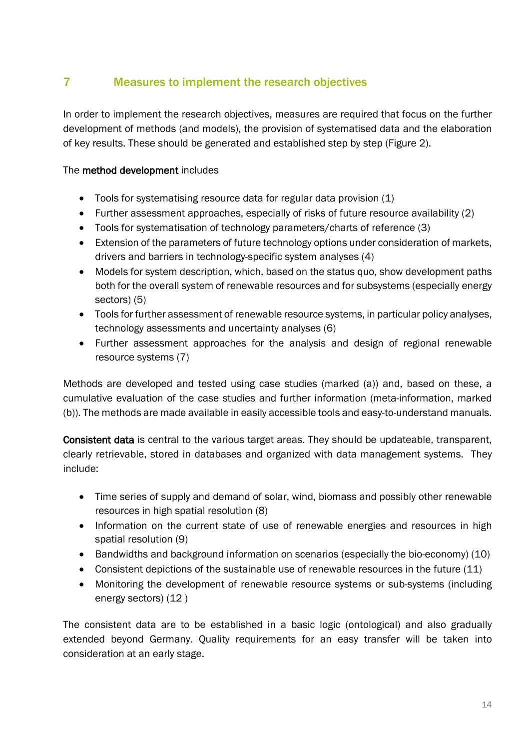# 7 Measures to implement the research objectives

In order to implement the research objectives, measures are required that focus on the further development of methods (and models), the provision of systematised data and the elaboration of key results. These should be generated and established step by step (Figure 2).

The **method development** includes

- Tools for systematising resource data for regular data provision (1)
- Further assessment approaches, especially of risks of future resource availability (2)
- Tools for systematisation of technology parameters/charts of reference (3)
- Extension of the parameters of future technology options under consideration of markets, drivers and barriers in technology-specific system analyses (4)
- Models for system description, which, based on the status quo, show development paths both for the overall system of renewable resources and for subsystems (especially energy sectors) (5)
- Tools for further assessment of renewable resource systems, in particular policy analyses, technology assessments and uncertainty analyses (6)
- Further assessment approaches for the analysis and design of regional renewable resource systems (7)

Methods are developed and tested using case studies (marked (a)) and, based on these, a cumulative evaluation of the case studies and further information (meta-information, marked (b)). The methods are made available in easily accessible tools and easy-to-understand manuals.

**Consistent data** is central to the various target areas. They should be updateable, transparent, clearly retrievable, stored in databases and organized with data management systems. They include:

- Time series of supply and demand of solar, wind, biomass and possibly other renewable resources in high spatial resolution (8)
- Information on the current state of use of renewable energies and resources in high spatial resolution (9)
- Bandwidths and background information on scenarios (especially the bio-economy) (10)
- Consistent depictions of the sustainable use of renewable resources in the future (11)
- Monitoring the development of renewable resource systems or sub-systems (including energy sectors) (12 )

The consistent data are to be established in a basic logic (ontological) and also gradually extended beyond Germany. Quality requirements for an easy transfer will be taken into consideration at an early stage.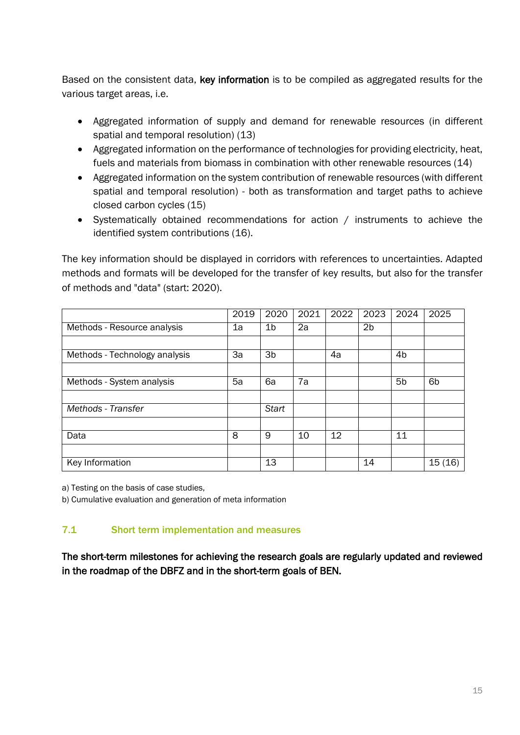Based on the consistent data, **key information** is to be compiled as aggregated results for the various target areas, i.e.

- Aggregated information of supply and demand for renewable resources (in different spatial and temporal resolution) (13)
- Aggregated information on the performance of technologies for providing electricity, heat, fuels and materials from biomass in combination with other renewable resources (14)
- Aggregated information on the system contribution of renewable resources (with different spatial and temporal resolution) - both as transformation and target paths to achieve closed carbon cycles (15)
- Systematically obtained recommendations for action / instruments to achieve the identified system contributions (16).

The key information should be displayed in corridors with references to uncertainties. Adapted methods and formats will be developed for the transfer of key results, but also for the transfer of methods and "data" (start: 2020).

| | 2019 | 2020 | 2021 | 2022 | 2023 | 2024 | 2025 |
|---|---|---|---|---|---|---|---|
| Methods - Resource analysis | 1a | 1b | 2a | | 2b | | |
| | | | | | | | |
| Methods - Technology analysis | 3a | 3b | | 4a | | 4b | |
| | | | | | | | |
| Methods - System analysis | 5a | 6a | 7a | | | 5b | 6b |
| | | | | | | | |
| *Methods - Transfer* | | *Start* | | | | | |
| | | | | | | | |
| Data | 8 | 9 | 10 | 12 | | 11 | |
| | | | | | | | |
| Key Information | | 13 | | | 14 | | 15 (16) |

a) Testing on the basis of case studies,

b) Cumulative evaluation and generation of meta information

### 7.1 Short term implementation and measures

**The short-term milestones for achieving the research goals are regularly updated and reviewed in the roadmap of the DBFZ and in the short-term goals of BEN.**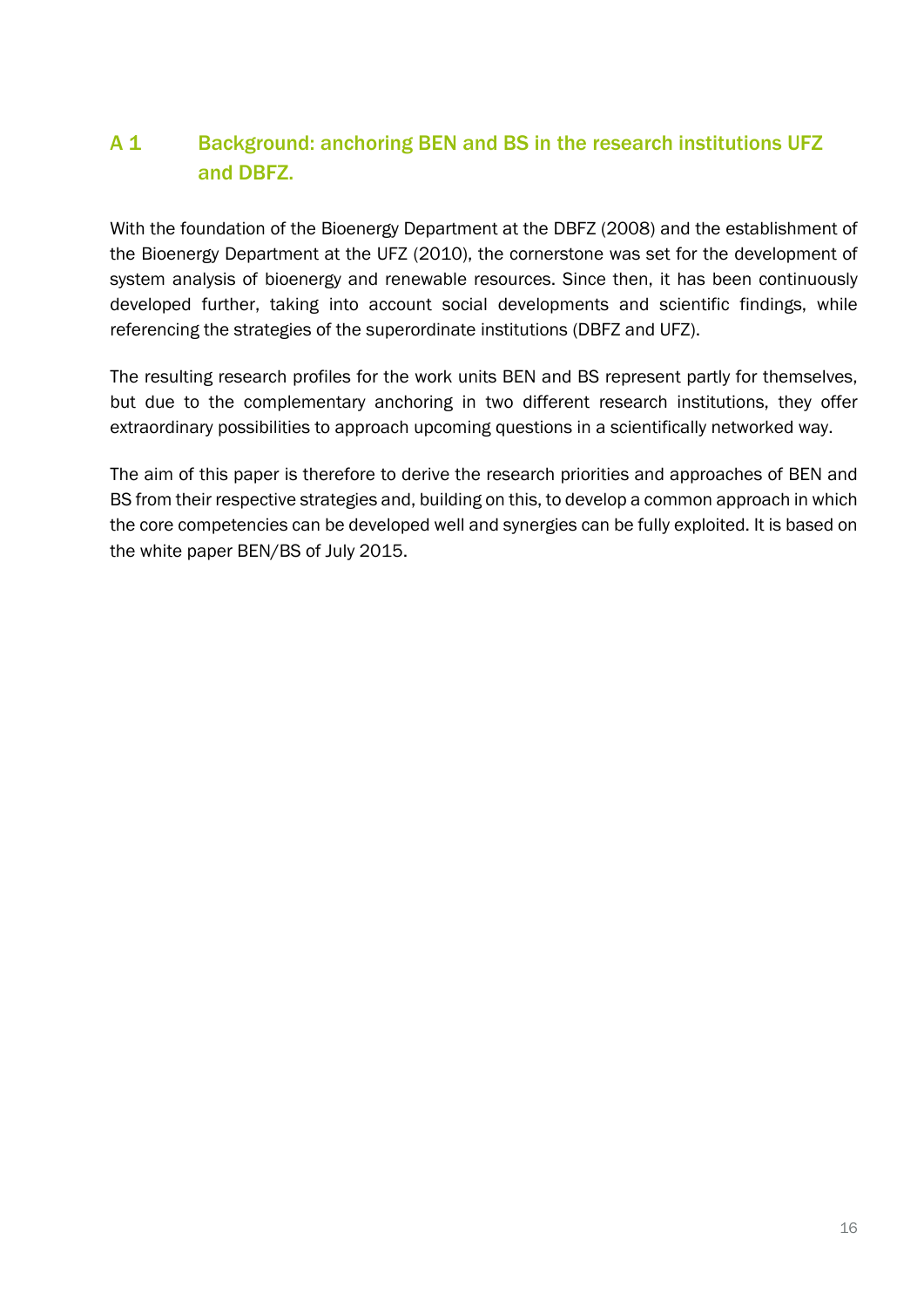## A 1 Background: anchoring BEN and BS in the research institutions UFZ and DBFZ.

With the foundation of the Bioenergy Department at the DBFZ (2008) and the establishment of the Bioenergy Department at the UFZ (2010), the cornerstone was set for the development of system analysis of bioenergy and renewable resources. Since then, it has been continuously developed further, taking into account social developments and scientific findings, while referencing the strategies of the superordinate institutions (DBFZ and UFZ).

The resulting research profiles for the work units BEN and BS represent partly for themselves, but due to the complementary anchoring in two different research institutions, they offer extraordinary possibilities to approach upcoming questions in a scientifically networked way.

The aim of this paper is therefore to derive the research priorities and approaches of BEN and BS from their respective strategies and, building on this, to develop a common approach in which the core competencies can be developed well and synergies can be fully exploited. It is based on the white paper BEN/BS of July 2015.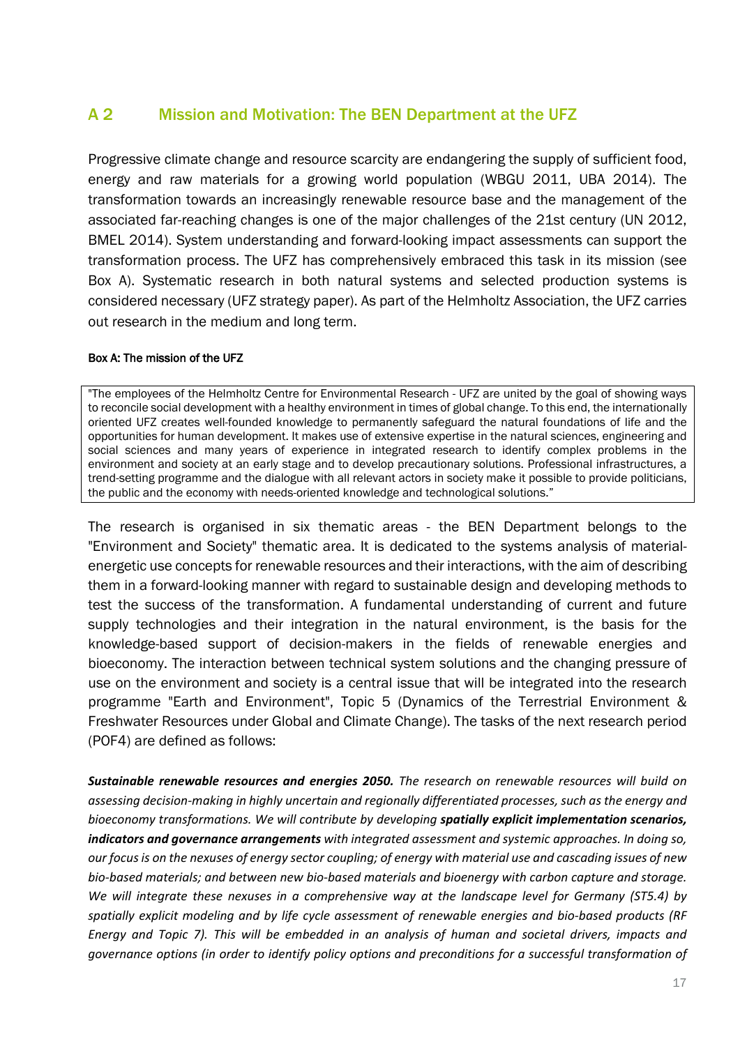## A 2 Mission and Motivation: The BEN Department at the UFZ

Progressive climate change and resource scarcity are endangering the supply of sufficient food, energy and raw materials for a growing world population (WBGU 2011, UBA 2014). The transformation towards an increasingly renewable resource base and the management of the associated far-reaching changes is one of the major challenges of the 21st century (UN 2012, BMEL 2014). System understanding and forward-looking impact assessments can support the transformation process. The UFZ has comprehensively embraced this task in its mission (see Box A). Systematic research in both natural systems and selected production systems is considered necessary (UFZ strategy paper). As part of the Helmholtz Association, the UFZ carries out research in the medium and long term.

**Box A: The mission of the UFZ**

> "The employees of the Helmholtz Centre for Environmental Research - UFZ are united by the goal of showing ways to reconcile social development with a healthy environment in times of global change. To this end, the internationally oriented UFZ creates well-founded knowledge to permanently safeguard the natural foundations of life and the opportunities for human development. It makes use of extensive expertise in the natural sciences, engineering and social sciences and many years of experience in integrated research to identify complex problems in the environment and society at an early stage and to develop precautionary solutions. Professional infrastructures, a trend-setting programme and the dialogue with all relevant actors in society make it possible to provide politicians, the public and the economy with needs-oriented knowledge and technological solutions."

The research is organised in six thematic areas - the BEN Department belongs to the "Environment and Society" thematic area. It is dedicated to the systems analysis of material-energetic use concepts for renewable resources and their interactions, with the aim of describing them in a forward-looking manner with regard to sustainable design and developing methods to test the success of the transformation. A fundamental understanding of current and future supply technologies and their integration in the natural environment, is the basis for the knowledge-based support of decision-makers in the fields of renewable energies and bioeconomy. The interaction between technical system solutions and the changing pressure of use on the environment and society is a central issue that will be integrated into the research programme "Earth and Environment", Topic 5 (Dynamics of the Terrestrial Environment & Freshwater Resources under Global and Climate Change). The tasks of the next research period (POF4) are defined as follows:

***Sustainable renewable resources and energies 2050.*** *The research on renewable resources will build on assessing decision-making in highly uncertain and regionally differentiated processes, such as the energy and bioeconomy transformations. We will contribute by developing* ***spatially explicit implementation scenarios, indicators and governance arrangements*** *with integrated assessment and systemic approaches. In doing so, our focus is on the nexuses of energy sector coupling; of energy with material use and cascading issues of new bio-based materials; and between new bio-based materials and bioenergy with carbon capture and storage. We will integrate these nexuses in a comprehensive way at the landscape level for Germany (ST5.4) by spatially explicit modeling and by life cycle assessment of renewable energies and bio-based products (RF Energy and Topic 7). This will be embedded in an analysis of human and societal drivers, impacts and governance options (in order to identify policy options and preconditions for a successful transformation of*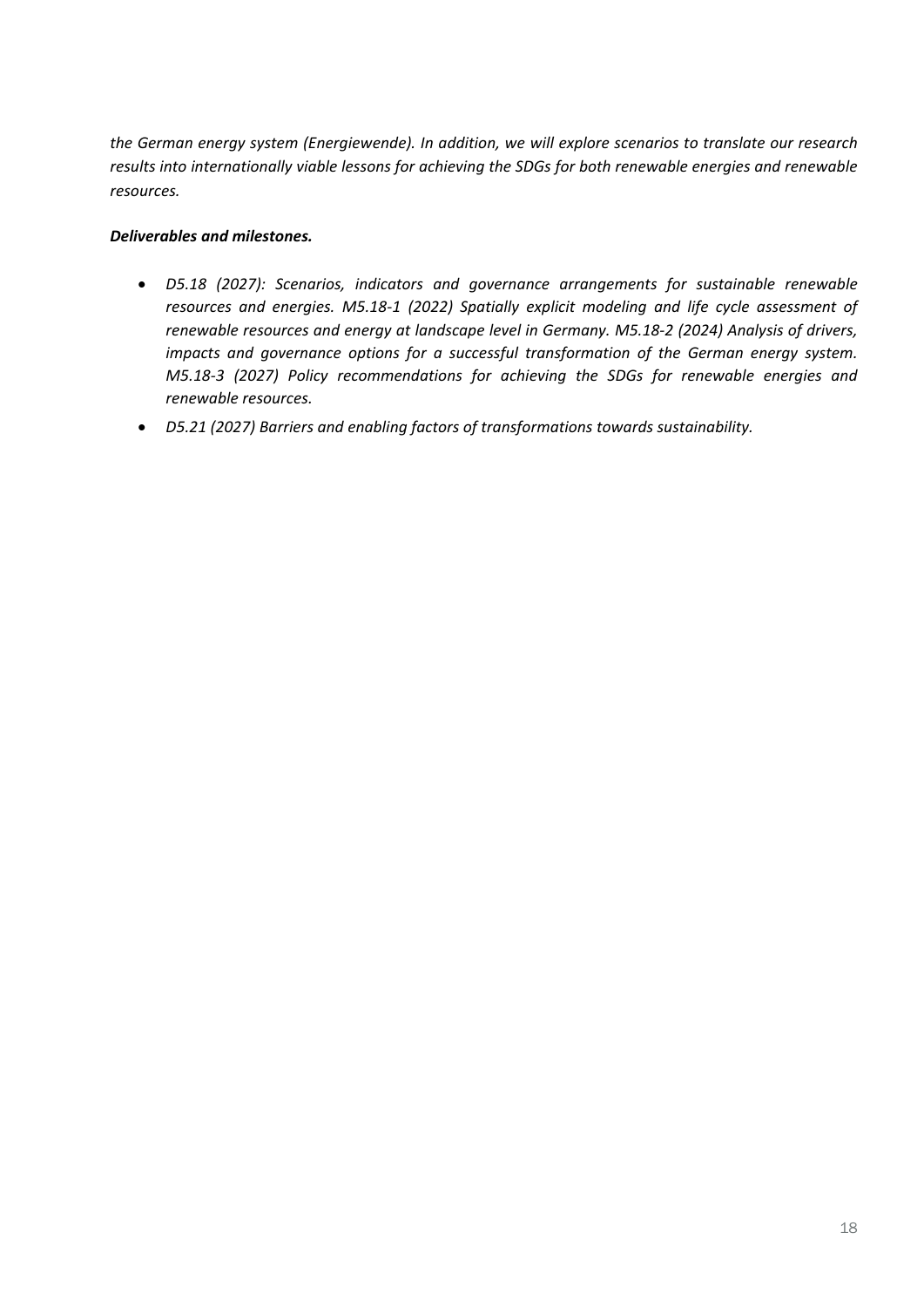*the German energy system (Energiewende). In addition, we will explore scenarios to translate our research results into internationally viable lessons for achieving the SDGs for both renewable energies and renewable resources.*

***Deliverables and milestones.***

- *D5.18 (2027): Scenarios, indicators and governance arrangements for sustainable renewable resources and energies. M5.18-1 (2022) Spatially explicit modeling and life cycle assessment of renewable resources and energy at landscape level in Germany. M5.18-2 (2024) Analysis of drivers, impacts and governance options for a successful transformation of the German energy system. M5.18-3 (2027) Policy recommendations for achieving the SDGs for renewable energies and renewable resources.*
- *D5.21 (2027) Barriers and enabling factors of transformations towards sustainability.*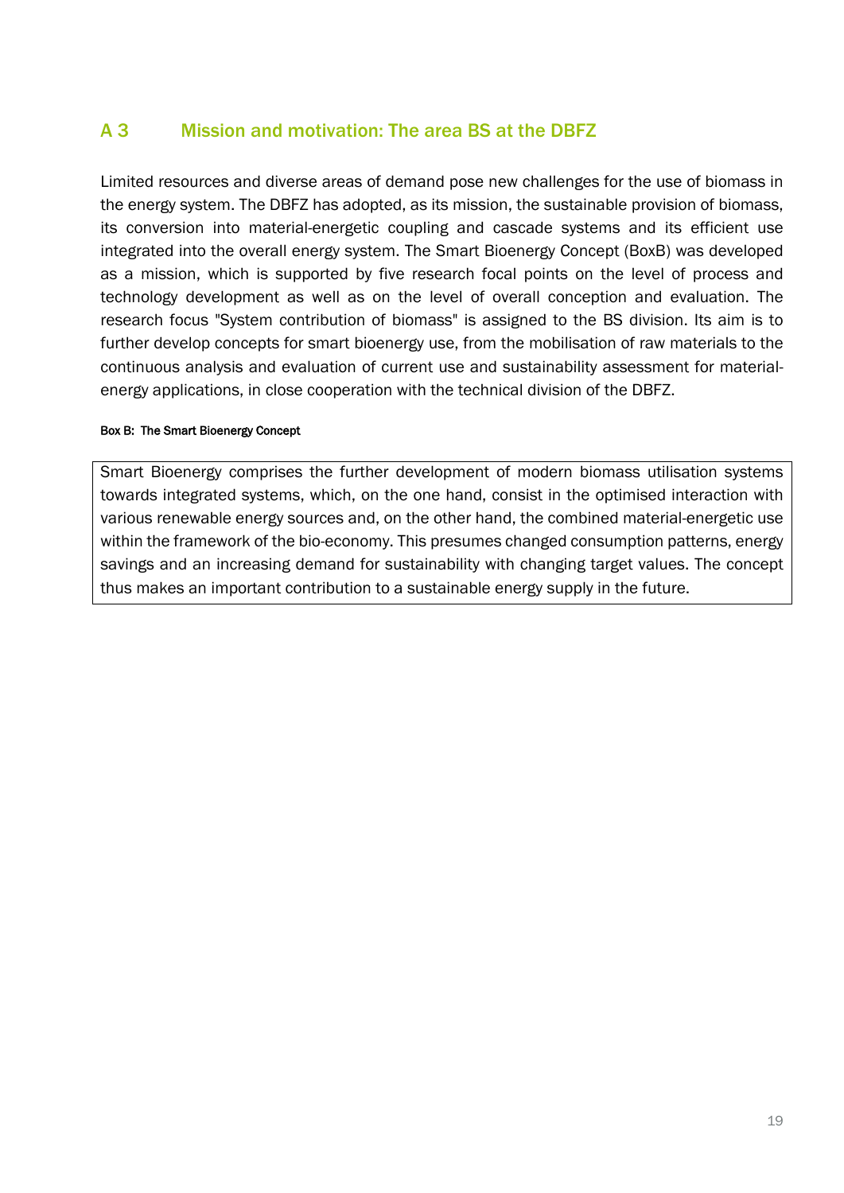## A 3 Mission and motivation: The area BS at the DBFZ

Limited resources and diverse areas of demand pose new challenges for the use of biomass in the energy system. The DBFZ has adopted, as its mission, the sustainable provision of biomass, its conversion into material-energetic coupling and cascade systems and its efficient use integrated into the overall energy system. The Smart Bioenergy Concept (BoxB) was developed as a mission, which is supported by five research focal points on the level of process and technology development as well as on the level of overall conception and evaluation. The research focus "System contribution of biomass" is assigned to the BS division. Its aim is to further develop concepts for smart bioenergy use, from the mobilisation of raw materials to the continuous analysis and evaluation of current use and sustainability assessment for material-energy applications, in close cooperation with the technical division of the DBFZ.

**Box B: The Smart Bioenergy Concept**

Smart Bioenergy comprises the further development of modern biomass utilisation systems towards integrated systems, which, on the one hand, consist in the optimised interaction with various renewable energy sources and, on the other hand, the combined material-energetic use within the framework of the bio-economy. This presumes changed consumption patterns, energy savings and an increasing demand for sustainability with changing target values. The concept thus makes an important contribution to a sustainable energy supply in the future.